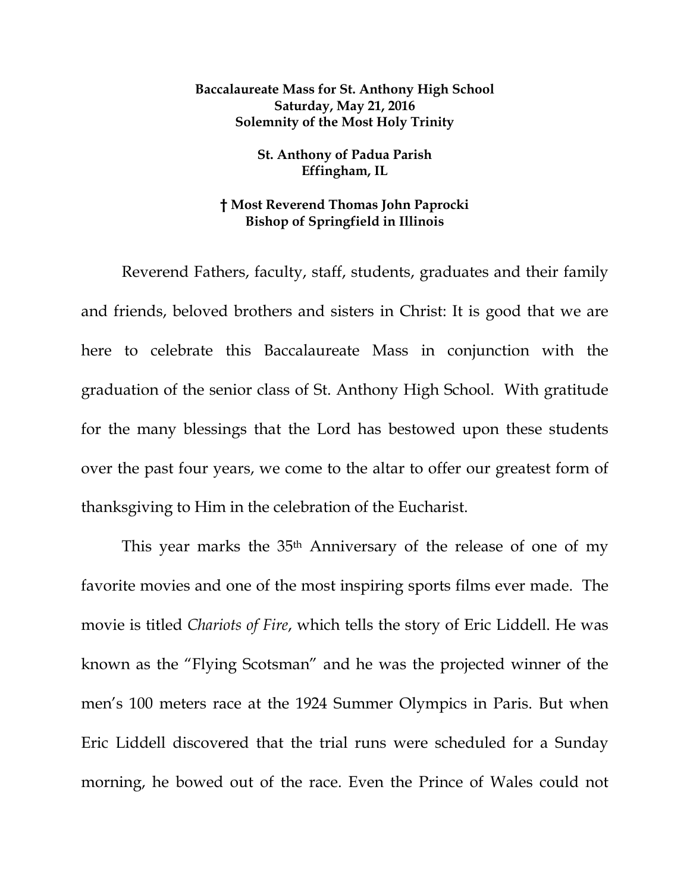**Baccalaureate Mass for St. Anthony High School**
**Saturday, May 21, 2016**
**Solemnity of the Most Holy Trinity**

**St. Anthony of Padua Parish**
**Effingham, IL**

**† Most Reverend Thomas John Paprocki**
**Bishop of Springfield in Illinois**

Reverend Fathers, faculty, staff, students, graduates and their family and friends, beloved brothers and sisters in Christ: It is good that we are here to celebrate this Baccalaureate Mass in conjunction with the graduation of the senior class of St. Anthony High School. With gratitude for the many blessings that the Lord has bestowed upon these students over the past four years, we come to the altar to offer our greatest form of thanksgiving to Him in the celebration of the Eucharist.

This year marks the 35th Anniversary of the release of one of my favorite movies and one of the most inspiring sports films ever made. The movie is titled *Chariots of Fire*, which tells the story of Eric Liddell. He was known as the "Flying Scotsman" and he was the projected winner of the men's 100 meters race at the 1924 Summer Olympics in Paris. But when Eric Liddell discovered that the trial runs were scheduled for a Sunday morning, he bowed out of the race. Even the Prince of Wales could not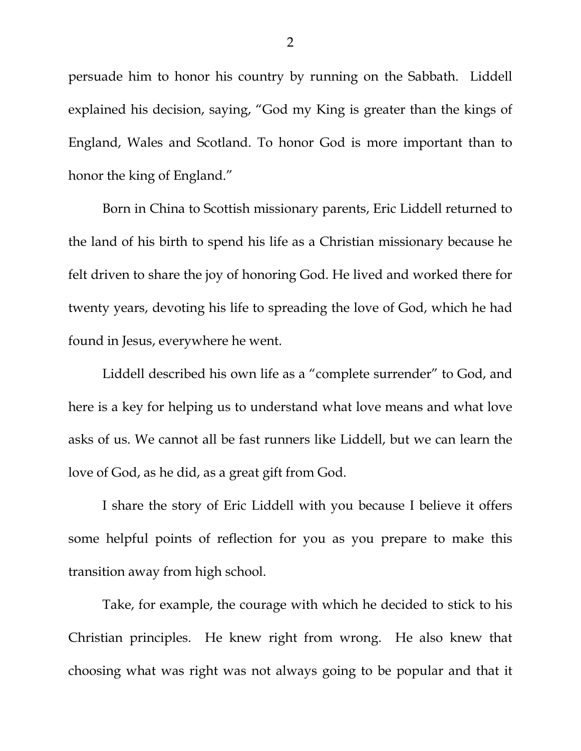persuade him to honor his country by running on the Sabbath. Liddell explained his decision, saying, "God my King is greater than the kings of England, Wales and Scotland. To honor God is more important than to honor the king of England."

Born in China to Scottish missionary parents, Eric Liddell returned to the land of his birth to spend his life as a Christian missionary because he felt driven to share the joy of honoring God. He lived and worked there for twenty years, devoting his life to spreading the love of God, which he had found in Jesus, everywhere he went.

Liddell described his own life as a "complete surrender" to God, and here is a key for helping us to understand what love means and what love asks of us. We cannot all be fast runners like Liddell, but we can learn the love of God, as he did, as a great gift from God.

I share the story of Eric Liddell with you because I believe it offers some helpful points of reflection for you as you prepare to make this transition away from high school.

Take, for example, the courage with which he decided to stick to his Christian principles. He knew right from wrong. He also knew that choosing what was right was not always going to be popular and that it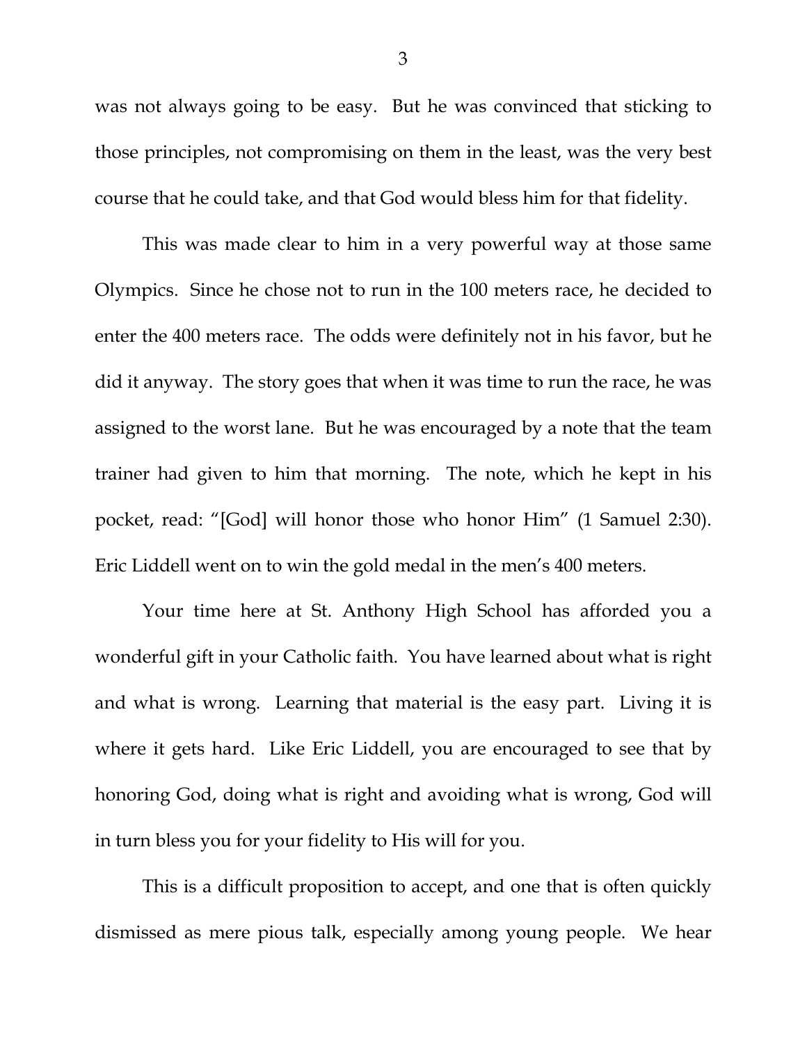was not always going to be easy. But he was convinced that sticking to those principles, not compromising on them in the least, was the very best course that he could take, and that God would bless him for that fidelity.

This was made clear to him in a very powerful way at those same Olympics. Since he chose not to run in the 100 meters race, he decided to enter the 400 meters race. The odds were definitely not in his favor, but he did it anyway. The story goes that when it was time to run the race, he was assigned to the worst lane. But he was encouraged by a note that the team trainer had given to him that morning. The note, which he kept in his pocket, read: "[God] will honor those who honor Him" (1 Samuel 2:30). Eric Liddell went on to win the gold medal in the men's 400 meters.

Your time here at St. Anthony High School has afforded you a wonderful gift in your Catholic faith. You have learned about what is right and what is wrong. Learning that material is the easy part. Living it is where it gets hard. Like Eric Liddell, you are encouraged to see that by honoring God, doing what is right and avoiding what is wrong, God will in turn bless you for your fidelity to His will for you.

This is a difficult proposition to accept, and one that is often quickly dismissed as mere pious talk, especially among young people. We hear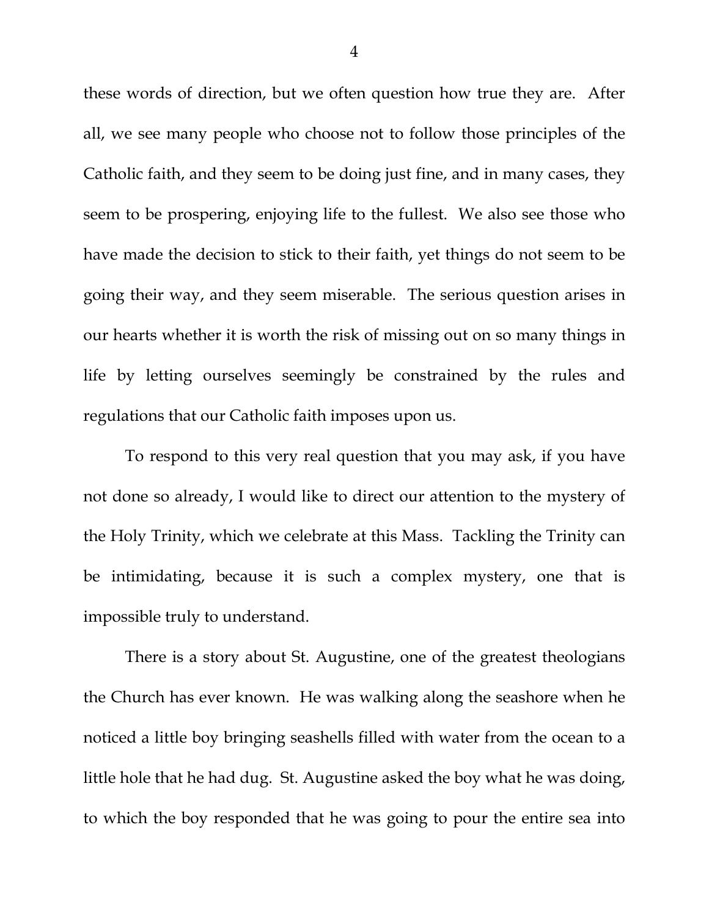these words of direction, but we often question how true they are. After all, we see many people who choose not to follow those principles of the Catholic faith, and they seem to be doing just fine, and in many cases, they seem to be prospering, enjoying life to the fullest. We also see those who have made the decision to stick to their faith, yet things do not seem to be going their way, and they seem miserable. The serious question arises in our hearts whether it is worth the risk of missing out on so many things in life by letting ourselves seemingly be constrained by the rules and regulations that our Catholic faith imposes upon us.

To respond to this very real question that you may ask, if you have not done so already, I would like to direct our attention to the mystery of the Holy Trinity, which we celebrate at this Mass. Tackling the Trinity can be intimidating, because it is such a complex mystery, one that is impossible truly to understand.

There is a story about St. Augustine, one of the greatest theologians the Church has ever known. He was walking along the seashore when he noticed a little boy bringing seashells filled with water from the ocean to a little hole that he had dug. St. Augustine asked the boy what he was doing, to which the boy responded that he was going to pour the entire sea into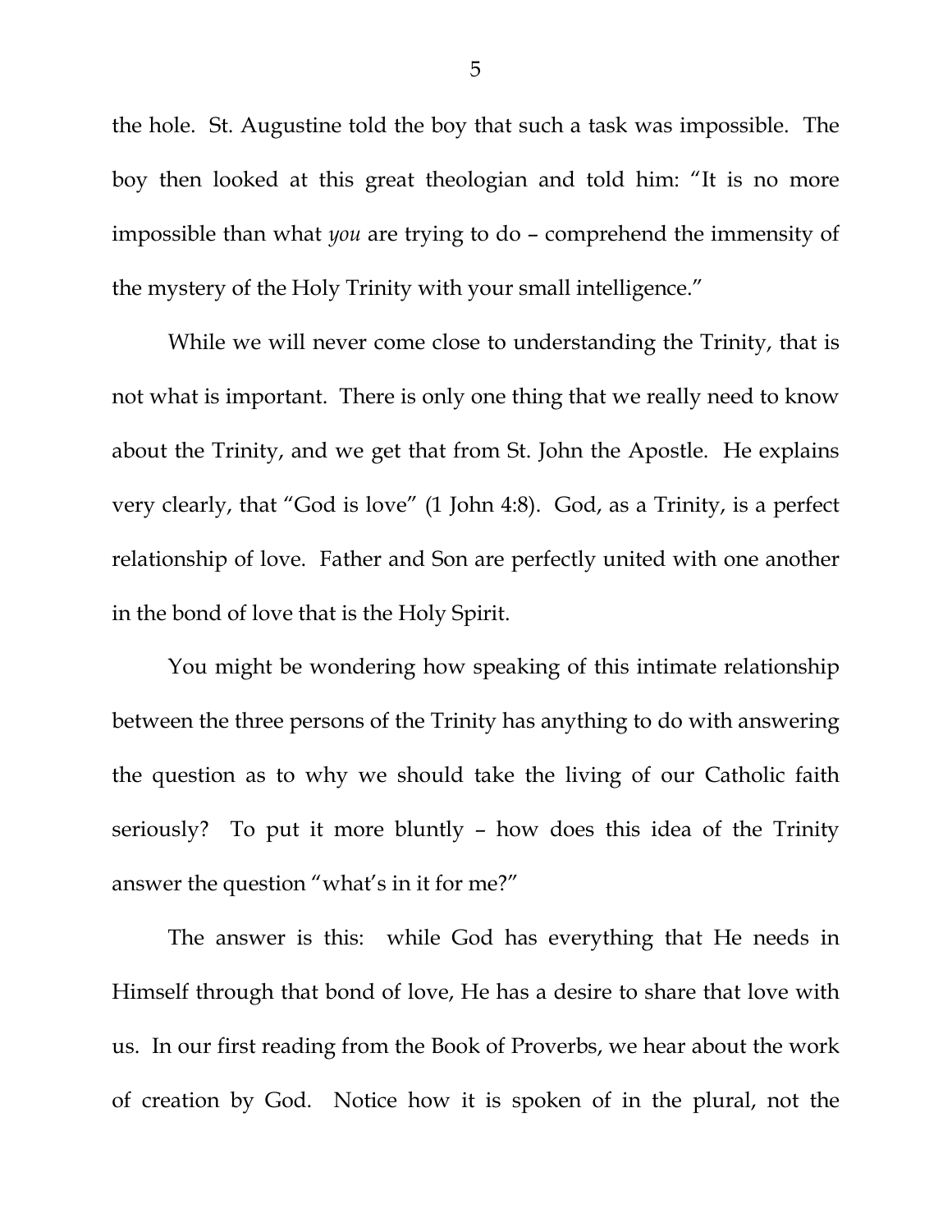the hole. St. Augustine told the boy that such a task was impossible. The boy then looked at this great theologian and told him: "It is no more impossible than what *you* are trying to do – comprehend the immensity of the mystery of the Holy Trinity with your small intelligence."

While we will never come close to understanding the Trinity, that is not what is important. There is only one thing that we really need to know about the Trinity, and we get that from St. John the Apostle. He explains very clearly, that "God is love" (1 John 4:8). God, as a Trinity, is a perfect relationship of love. Father and Son are perfectly united with one another in the bond of love that is the Holy Spirit.

You might be wondering how speaking of this intimate relationship between the three persons of the Trinity has anything to do with answering the question as to why we should take the living of our Catholic faith seriously? To put it more bluntly – how does this idea of the Trinity answer the question "what's in it for me?"

The answer is this: while God has everything that He needs in Himself through that bond of love, He has a desire to share that love with us. In our first reading from the Book of Proverbs, we hear about the work of creation by God. Notice how it is spoken of in the plural, not the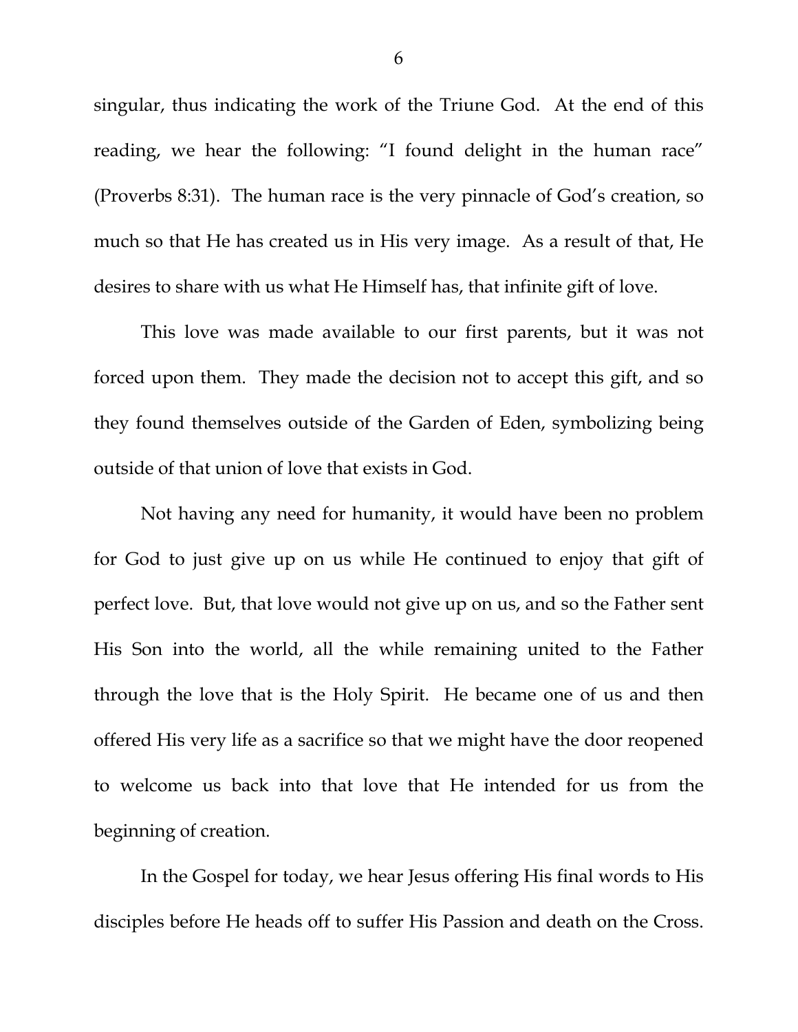singular, thus indicating the work of the Triune God. At the end of this reading, we hear the following: "I found delight in the human race" (Proverbs 8:31). The human race is the very pinnacle of God's creation, so much so that He has created us in His very image. As a result of that, He desires to share with us what He Himself has, that infinite gift of love.

This love was made available to our first parents, but it was not forced upon them. They made the decision not to accept this gift, and so they found themselves outside of the Garden of Eden, symbolizing being outside of that union of love that exists in God.

Not having any need for humanity, it would have been no problem for God to just give up on us while He continued to enjoy that gift of perfect love. But, that love would not give up on us, and so the Father sent His Son into the world, all the while remaining united to the Father through the love that is the Holy Spirit. He became one of us and then offered His very life as a sacrifice so that we might have the door reopened to welcome us back into that love that He intended for us from the beginning of creation.

In the Gospel for today, we hear Jesus offering His final words to His disciples before He heads off to suffer His Passion and death on the Cross.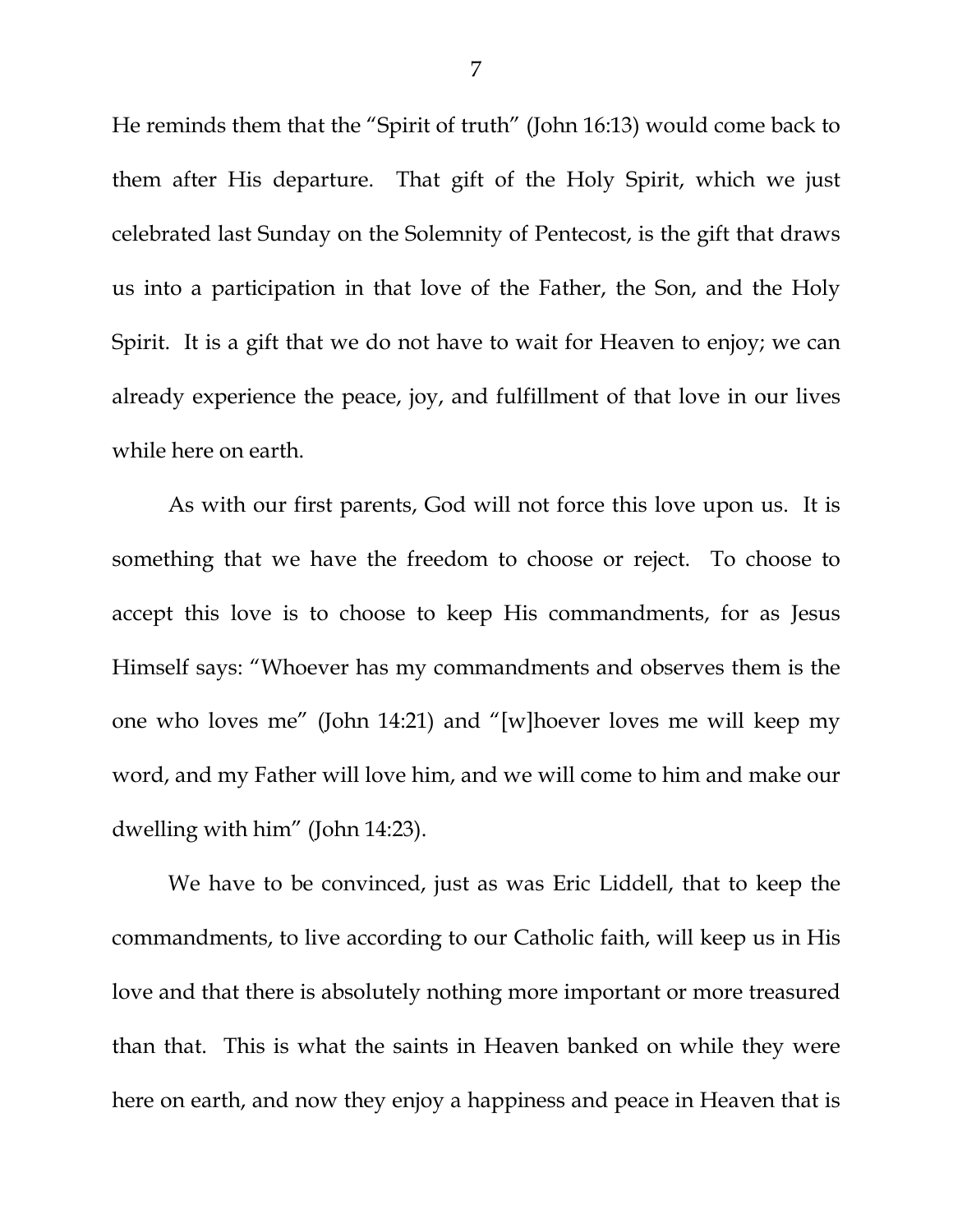He reminds them that the "Spirit of truth" (John 16:13) would come back to them after His departure. That gift of the Holy Spirit, which we just celebrated last Sunday on the Solemnity of Pentecost, is the gift that draws us into a participation in that love of the Father, the Son, and the Holy Spirit. It is a gift that we do not have to wait for Heaven to enjoy; we can already experience the peace, joy, and fulfillment of that love in our lives while here on earth.

As with our first parents, God will not force this love upon us. It is something that we have the freedom to choose or reject. To choose to accept this love is to choose to keep His commandments, for as Jesus Himself says: "Whoever has my commandments and observes them is the one who loves me" (John 14:21) and "[w]hoever loves me will keep my word, and my Father will love him, and we will come to him and make our dwelling with him" (John 14:23).

We have to be convinced, just as was Eric Liddell, that to keep the commandments, to live according to our Catholic faith, will keep us in His love and that there is absolutely nothing more important or more treasured than that. This is what the saints in Heaven banked on while they were here on earth, and now they enjoy a happiness and peace in Heaven that is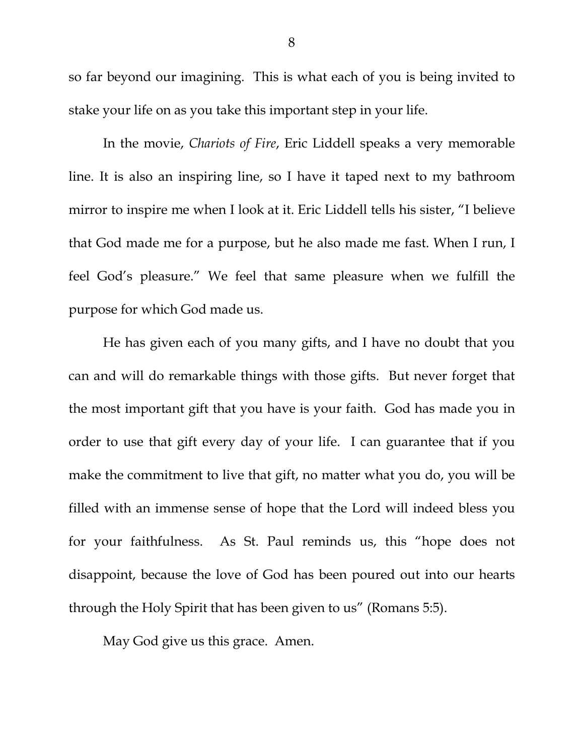so far beyond our imagining. This is what each of you is being invited to stake your life on as you take this important step in your life.

In the movie, *Chariots of Fire*, Eric Liddell speaks a very memorable line. It is also an inspiring line, so I have it taped next to my bathroom mirror to inspire me when I look at it. Eric Liddell tells his sister, "I believe that God made me for a purpose, but he also made me fast. When I run, I feel God's pleasure." We feel that same pleasure when we fulfill the purpose for which God made us.

He has given each of you many gifts, and I have no doubt that you can and will do remarkable things with those gifts. But never forget that the most important gift that you have is your faith. God has made you in order to use that gift every day of your life. I can guarantee that if you make the commitment to live that gift, no matter what you do, you will be filled with an immense sense of hope that the Lord will indeed bless you for your faithfulness. As St. Paul reminds us, this "hope does not disappoint, because the love of God has been poured out into our hearts through the Holy Spirit that has been given to us" (Romans 5:5).

May God give us this grace. Amen.